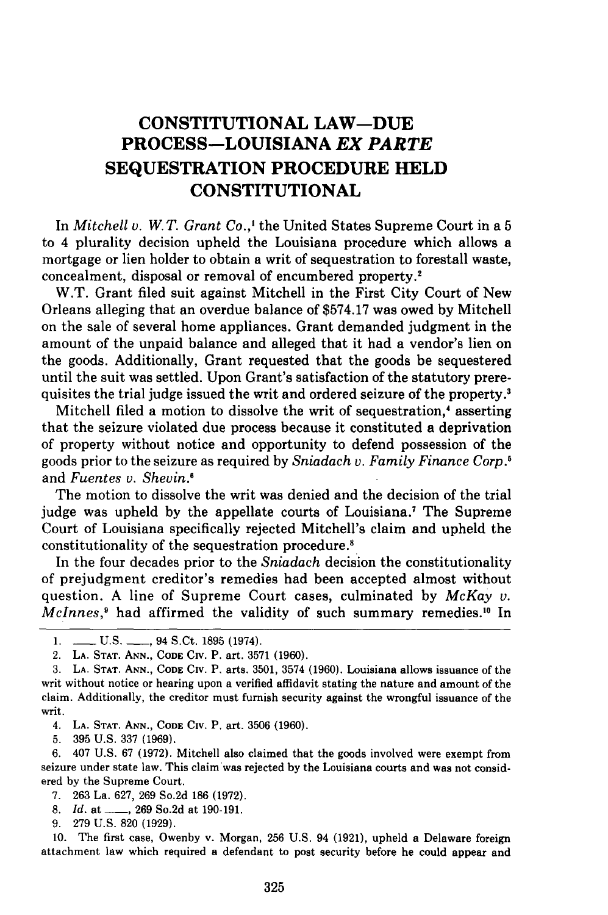# CONSTITUTIONAL LAW—DUE PROCESS—LOUISIANA *EX PARTE* SEQUESTRATION PROCEDURE HELD CONSTITUTIONAL

In *Mitchell v. W.T. Grant Co.*,[1] the United States Supreme Court in a 5 to 4 plurality decision upheld the Louisiana procedure which allows a mortgage or lien holder to obtain a writ of sequestration to forestall waste, concealment, disposal or removal of encumbered property.[2]

W.T. Grant filed suit against Mitchell in the First City Court of New Orleans alleging that an overdue balance of $574.17 was owed by Mitchell on the sale of several home appliances. Grant demanded judgment in the amount of the unpaid balance and alleged that it had a vendor's lien on the goods. Additionally, Grant requested that the goods be sequestered until the suit was settled. Upon Grant's satisfaction of the statutory prerequisites the trial judge issued the writ and ordered seizure of the property.[3]

Mitchell filed a motion to dissolve the writ of sequestration,[4] asserting that the seizure violated due process because it constituted a deprivation of property without notice and opportunity to defend possession of the goods prior to the seizure as required by *Sniadach v. Family Finance Corp.*[5] and *Fuentes v. Shevin.*[6]

The motion to dissolve the writ was denied and the decision of the trial judge was upheld by the appellate courts of Louisiana.[7] The Supreme Court of Louisiana specifically rejected Mitchell's claim and upheld the constitutionality of the sequestration procedure.[8]

In the four decades prior to the *Sniadach* decision the constitutionality of prejudgment creditor's remedies had been accepted almost without question. A line of Supreme Court cases, culminated by *McKay v. McInnes*,[9] had affirmed the validity of such summary remedies.[10] In

---

1. \_\_\_\_ U.S. \_\_\_\_, 94 S.Ct. 1895 (1974).

2. LA. STAT. ANN., CODE CIV. P. art. 3571 (1960).

3. LA. STAT. ANN., CODE CIV. P. arts. 3501, 3574 (1960). Louisiana allows issuance of the writ without notice or hearing upon a verified affidavit stating the nature and amount of the claim. Additionally, the creditor must furnish security against the wrongful issuance of the writ.

4. LA. STAT. ANN., CODE CIV. P. art. 3506 (1960).

5. 395 U.S. 337 (1969).

6. 407 U.S. 67 (1972). Mitchell also claimed that the goods involved were exempt from seizure under state law. This claim was rejected by the Louisiana courts and was not considered by the Supreme Court.

7. 263 La. 627, 269 So.2d 186 (1972).

8. *Id.* at \_\_\_\_, 269 So.2d at 190-191.

9. 279 U.S. 820 (1929).

10. The first case, Owenby v. Morgan, 256 U.S. 94 (1921), upheld a Delaware foreign attachment law which required a defendant to post security before he could appear and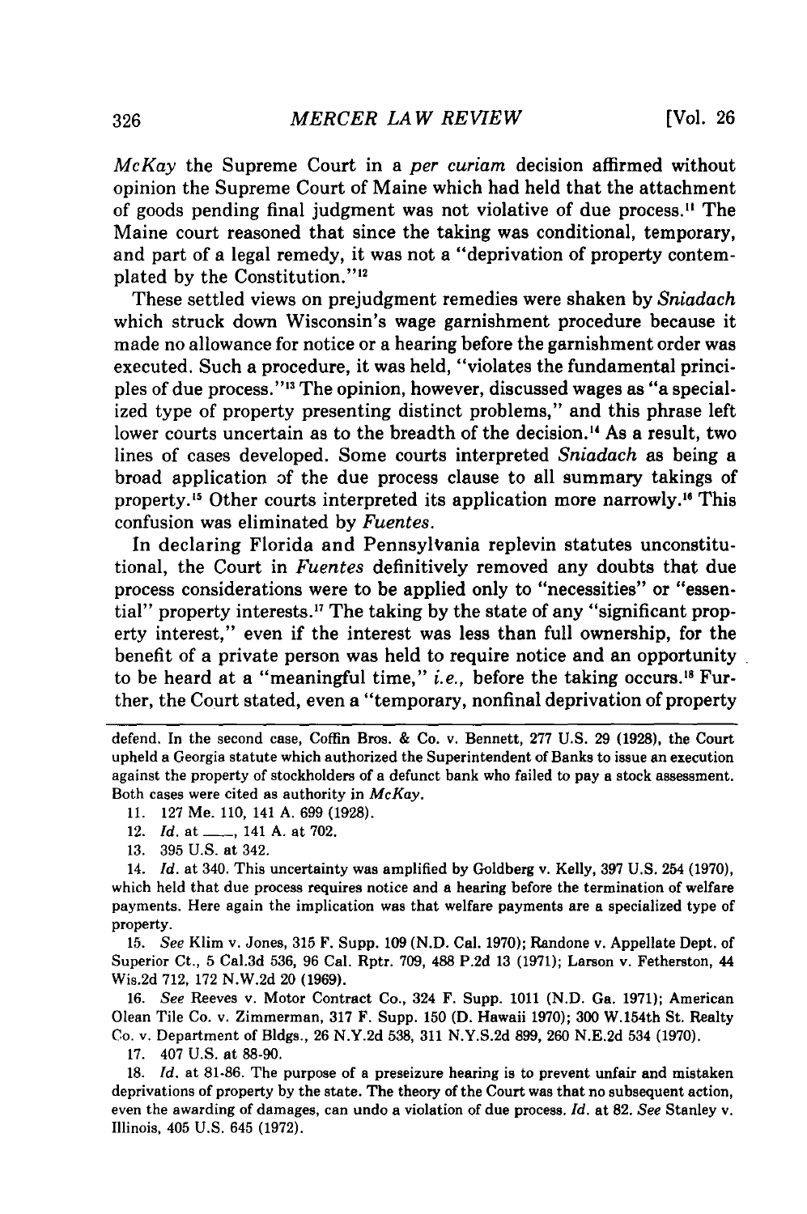*McKay* the Supreme Court in a *per curiam* decision affirmed without opinion the Supreme Court of Maine which had held that the attachment of goods pending final judgment was not violative of due process.[11] The Maine court reasoned that since the taking was conditional, temporary, and part of a legal remedy, it was not a "deprivation of property contemplated by the Constitution."[12]

These settled views on prejudgment remedies were shaken by *Sniadach* which struck down Wisconsin's wage garnishment procedure because it made no allowance for notice or a hearing before the garnishment order was executed. Such a procedure, it was held, "violates the fundamental principles of due process."[13] The opinion, however, discussed wages as "a specialized type of property presenting distinct problems," and this phrase left lower courts uncertain as to the breadth of the decision.[14] As a result, two lines of cases developed. Some courts interpreted *Sniadach* as being a broad application of the due process clause to all summary takings of property.[15] Other courts interpreted its application more narrowly.[16] This confusion was eliminated by *Fuentes*.

In declaring Florida and Pennsylvania replevin statutes unconstitutional, the Court in *Fuentes* definitively removed any doubts that due process considerations were to be applied only to "necessities" or "essential" property interests.[17] The taking by the state of any "significant property interest," even if the interest was less than full ownership, for the benefit of a private person was held to require notice and an opportunity to be heard at a "meaningful time," *i.e.*, before the taking occurs.[18] Further, the Court stated, even a "temporary, nonfinal deprivation of property

---

defend. In the second case, Coffin Bros. & Co. v. Bennett, 277 U.S. 29 (1928), the Court upheld a Georgia statute which authorized the Superintendent of Banks to issue an execution against the property of stockholders of a defunct bank who failed to pay a stock assessment. Both cases were cited as authority in *McKay*.

11. 127 Me. 110, 141 A. 699 (1928).

12. *Id.* at ___, 141 A. at 702.

13. 395 U.S. at 342.

14. *Id.* at 340. This uncertainty was amplified by Goldberg v. Kelly, 397 U.S. 254 (1970), which held that due process requires notice and a hearing before the termination of welfare payments. Here again the implication was that welfare payments are a specialized type of property.

15. *See* Klim v. Jones, 315 F. Supp. 109 (N.D. Cal. 1970); Randone v. Appellate Dept. of Superior Ct., 5 Cal.3d 536, 96 Cal. Rptr. 709, 488 P.2d 13 (1971); Larson v. Fetherston, 44 Wis.2d 712, 172 N.W.2d 20 (1969).

16. *See* Reeves v. Motor Contract Co., 324 F. Supp. 1011 (N.D. Ga. 1971); American Olean Tile Co. v. Zimmerman, 317 F. Supp. 150 (D. Hawaii 1970); 300 W.154th St. Realty Co. v. Department of Bldgs., 26 N.Y.2d 538, 311 N.Y.S.2d 899, 260 N.E.2d 534 (1970).

17. 407 U.S. at 88-90.

18. *Id.* at 81-86. The purpose of a preseizure hearing is to prevent unfair and mistaken deprivations of property by the state. The theory of the Court was that no subsequent action, even the awarding of damages, can undo a violation of due process. *Id.* at 82. *See* Stanley v. Illinois, 405 U.S. 645 (1972).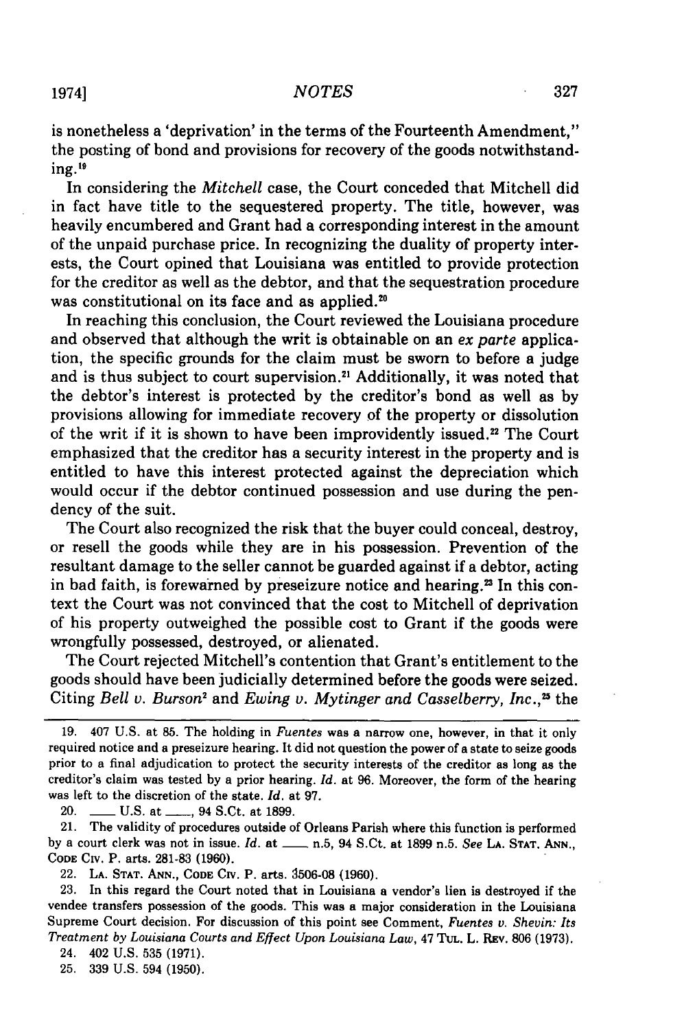is nonetheless a 'deprivation' in the terms of the Fourteenth Amendment," the posting of bond and provisions for recovery of the goods notwithstanding.[19]

In considering the *Mitchell* case, the Court conceded that Mitchell did in fact have title to the sequestered property. The title, however, was heavily encumbered and Grant had a corresponding interest in the amount of the unpaid purchase price. In recognizing the duality of property interests, the Court opined that Louisiana was entitled to provide protection for the creditor as well as the debtor, and that the sequestration procedure was constitutional on its face and as applied.[20]

In reaching this conclusion, the Court reviewed the Louisiana procedure and observed that although the writ is obtainable on an *ex parte* application, the specific grounds for the claim must be sworn to before a judge and is thus subject to court supervision.[21] Additionally, it was noted that the debtor's interest is protected by the creditor's bond as well as by provisions allowing for immediate recovery of the property or dissolution of the writ if it is shown to have been improvidently issued.[22] The Court emphasized that the creditor has a security interest in the property and is entitled to have this interest protected against the depreciation which would occur if the debtor continued possession and use during the pendency of the suit.

The Court also recognized the risk that the buyer could conceal, destroy, or resell the goods while they are in his possession. Prevention of the resultant damage to the seller cannot be guarded against if a debtor, acting in bad faith, is forewarned by preseizure notice and hearing.[23] In this context the Court was not convinced that the cost to Mitchell of deprivation of his property outweighed the possible cost to Grant if the goods were wrongfully possessed, destroyed, or alienated.

The Court rejected Mitchell's contention that Grant's entitlement to the goods should have been judicially determined before the goods were seized. Citing *Bell v. Burson*[24] and *Ewing v. Mytinger and Casselberry, Inc.*,[25] the

---

19. 407 U.S. at 85. The holding in *Fuentes* was a narrow one, however, in that it only required notice and a preseizure hearing. It did not question the power of a state to seize goods prior to a final adjudication to protect the security interests of the creditor as long as the creditor's claim was tested by a prior hearing. *Id.* at 96. Moreover, the form of the hearing was left to the discretion of the state. *Id.* at 97.

20. ___ U.S. at ___, 94 S.Ct. at 1899.

21. The validity of procedures outside of Orleans Parish where this function is performed by a court clerk was not in issue. *Id.* at ___ n.5, 94 S.Ct. at 1899 n.5. *See* LA. STAT. ANN., CODE CIV. P. arts. 281-83 (1960).

22. LA. STAT. ANN., CODE CIV. P. arts. 3506-08 (1960).

23. In this regard the Court noted that in Louisiana a vendor's lien is destroyed if the vendee transfers possession of the goods. This was a major consideration in the Louisiana Supreme Court decision. For discussion of this point see Comment, *Fuentes v. Shevin: Its Treatment by Louisiana Courts and Effect Upon Louisiana Law*, 47 TUL. L. REV. 806 (1973).

24. 402 U.S. 535 (1971).

25. 339 U.S. 594 (1950).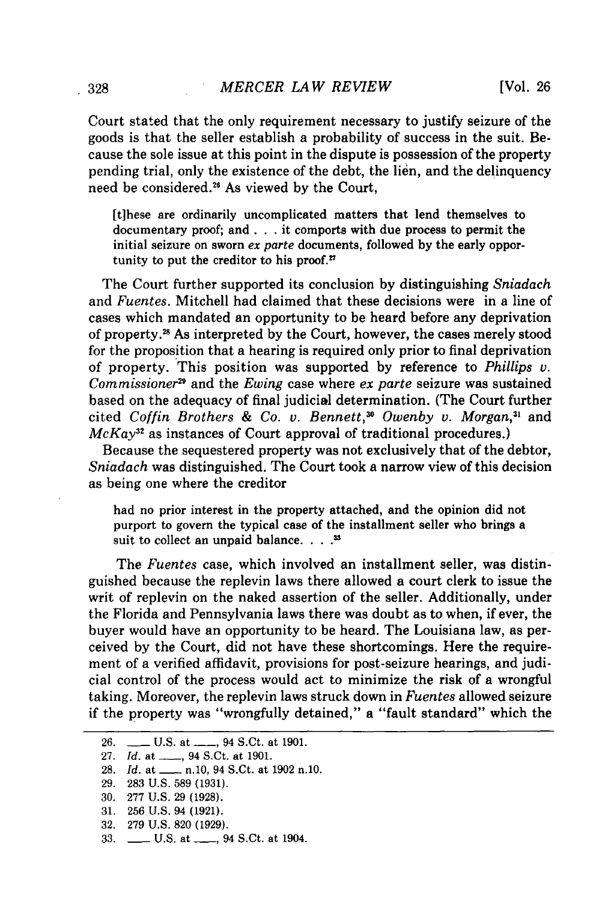Court stated that the only requirement necessary to justify seizure of the goods is that the seller establish a probability of success in the suit. Because the sole issue at this point in the dispute is possession of the property pending trial, only the existence of the debt, the lien, and the delinquency need be considered.[26] As viewed by the Court,

> [t]hese are ordinarily uncomplicated matters that lend themselves to documentary proof; and . . . it comports with due process to permit the initial seizure on sworn *ex parte* documents, followed by the early opportunity to put the creditor to his proof.[27]

The Court further supported its conclusion by distinguishing *Sniadach* and *Fuentes*. Mitchell had claimed that these decisions were in a line of cases which mandated an opportunity to be heard before any deprivation of property.[28] As interpreted by the Court, however, the cases merely stood for the proposition that a hearing is required only prior to final deprivation of property. This position was supported by reference to *Phillips v. Commissioner*[29] and the *Ewing* case where *ex parte* seizure was sustained based on the adequacy of final judicial determination. (The Court further cited *Coffin Brothers & Co. v. Bennett*,[30] *Owenby v. Morgan*,[31] and *McKay*[32] as instances of Court approval of traditional procedures.)

Because the sequestered property was not exclusively that of the debtor, *Sniadach* was distinguished. The Court took a narrow view of this decision as being one where the creditor

> had no prior interest in the property attached, and the opinion did not purport to govern the typical case of the installment seller who brings a suit to collect an unpaid balance. . . .[33]

The *Fuentes* case, which involved an installment seller, was distinguished because the replevin laws there allowed a court clerk to issue the writ of replevin on the naked assertion of the seller. Additionally, under the Florida and Pennsylvania laws there was doubt as to when, if ever, the buyer would have an opportunity to be heard. The Louisiana law, as perceived by the Court, did not have these shortcomings. Here the requirement of a verified affidavit, provisions for post-seizure hearings, and judicial control of the process would act to minimize the risk of a wrongful taking. Moreover, the replevin laws struck down in *Fuentes* allowed seizure if the property was "wrongfully detained," a "fault standard" which the

---

26. ___ U.S. at ___, 94 S.Ct. at 1901.
27. *Id.* at ___, 94 S.Ct. at 1901.
28. *Id.* at ___ n.10, 94 S.Ct. at 1902 n.10.
29. 283 U.S. 589 (1931).
30. 277 U.S. 29 (1928).
31. 256 U.S. 94 (1921).
32. 279 U.S. 820 (1929).
33. ___ U.S. at ___, 94 S.Ct. at 1904.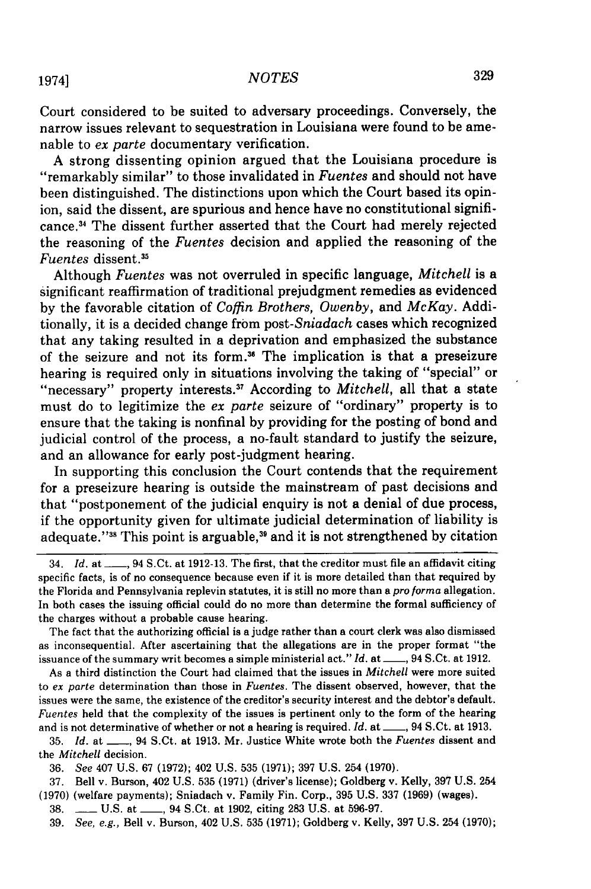Court considered to be suited to adversary proceedings. Conversely, the narrow issues relevant to sequestration in Louisiana were found to be amenable to *ex parte* documentary verification.

A strong dissenting opinion argued that the Louisiana procedure is "remarkably similar" to those invalidated in *Fuentes* and should not have been distinguished. The distinctions upon which the Court based its opinion, said the dissent, are spurious and hence have no constitutional significance.[34] The dissent further asserted that the Court had merely rejected the reasoning of the *Fuentes* decision and applied the reasoning of the *Fuentes* dissent.[35]

Although *Fuentes* was not overruled in specific language, *Mitchell* is a significant reaffirmation of traditional prejudgment remedies as evidenced by the favorable citation of *Coffin Brothers, Owenby*, and *McKay*. Additionally, it is a decided change from post-*Sniadach* cases which recognized that any taking resulted in a deprivation and emphasized the substance of the seizure and not its form.[36] The implication is that a preseizure hearing is required only in situations involving the taking of "special" or "necessary" property interests.[37] According to *Mitchell*, all that a state must do to legitimize the *ex parte* seizure of "ordinary" property is to ensure that the taking is nonfinal by providing for the posting of bond and judicial control of the process, a no-fault standard to justify the seizure, and an allowance for early post-judgment hearing.

In supporting this conclusion the Court contends that the requirement for a preseizure hearing is outside the mainstream of past decisions and that "postponement of the judicial enquiry is not a denial of due process, if the opportunity given for ultimate judicial determination of liability is adequate."[38] This point is arguable,[39] and it is not strengthened by citation

---

34. *Id.* at \_\_\_\_, 94 S.Ct. at 1912-13. The first, that the creditor must file an affidavit citing specific facts, is of no consequence because even if it is more detailed than that required by the Florida and Pennsylvania replevin statutes, it is still no more than a *pro forma* allegation. In both cases the issuing official could do no more than determine the formal sufficiency of the charges without a probable cause hearing.

The fact that the authorizing official is a judge rather than a court clerk was also dismissed as inconsequential. After ascertaining that the allegations are in the proper format "the issuance of the summary writ becomes a simple ministerial act." *Id.* at \_\_\_\_, 94 S.Ct. at 1912.

As a third distinction the Court had claimed that the issues in *Mitchell* were more suited to *ex parte* determination than those in *Fuentes*. The dissent observed, however, that the issues were the same, the existence of the creditor's security interest and the debtor's default. *Fuentes* held that the complexity of the issues is pertinent only to the form of the hearing and is not determinative of whether or not a hearing is required. *Id.* at \_\_\_\_, 94 S.Ct. at 1913.

35. *Id.* at \_\_\_\_, 94 S.Ct. at 1913. Mr. Justice White wrote both the *Fuentes* dissent and the *Mitchell* decision.

36. *See* 407 U.S. 67 (1972); 402 U.S. 535 (1971); 397 U.S. 254 (1970).

37. Bell v. Burson, 402 U.S. 535 (1971) (driver's license); Goldberg v. Kelly, 397 U.S. 254 (1970) (welfare payments); Sniadach v. Family Fin. Corp., 395 U.S. 337 (1969) (wages).

38. \_\_\_\_ U.S. at \_\_\_\_, 94 S.Ct. at 1902, citing 283 U.S. at 596-97.

39. *See, e.g.*, Bell v. Burson, 402 U.S. 535 (1971); Goldberg v. Kelly, 397 U.S. 254 (1970);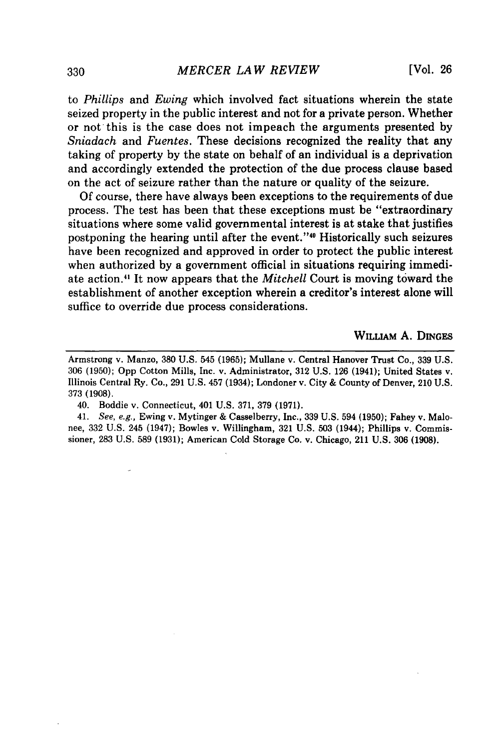to *Phillips* and *Ewing* which involved fact situations wherein the state seized property in the public interest and not for a private person. Whether or not this is the case does not impeach the arguments presented by *Sniadach* and *Fuentes*. These decisions recognized the reality that any taking of property by the state on behalf of an individual is a deprivation and accordingly extended the protection of the due process clause based on the act of seizure rather than the nature or quality of the seizure.

Of course, there have always been exceptions to the requirements of due process. The test has been that these exceptions must be "extraordinary situations where some valid governmental interest is at stake that justifies postponing the hearing until after the event."[40] Historically such seizures have been recognized and approved in order to protect the public interest when authorized by a government official in situations requiring immediate action.[41] It now appears that the *Mitchell* Court is moving toward the establishment of another exception wherein a creditor's interest alone will suffice to override due process considerations.

WILLIAM A. DINGES

---

Armstrong v. Manzo, 380 U.S. 545 (1965); Mullane v. Central Hanover Trust Co., 339 U.S. 306 (1950); Opp Cotton Mills, Inc. v. Administrator, 312 U.S. 126 (1941); United States v. Illinois Central Ry. Co., 291 U.S. 457 (1934); Londoner v. City & County of Denver, 210 U.S. 373 (1908).

40. Boddie v. Connecticut, 401 U.S. 371, 379 (1971).

41. *See, e.g.*, Ewing v. Mytinger & Casselberry, Inc., 339 U.S. 594 (1950); Fahey v. Malonee, 332 U.S. 245 (1947); Bowles v. Willingham, 321 U.S. 503 (1944); Phillips v. Commissioner, 283 U.S. 589 (1931); American Cold Storage Co. v. Chicago, 211 U.S. 306 (1908).